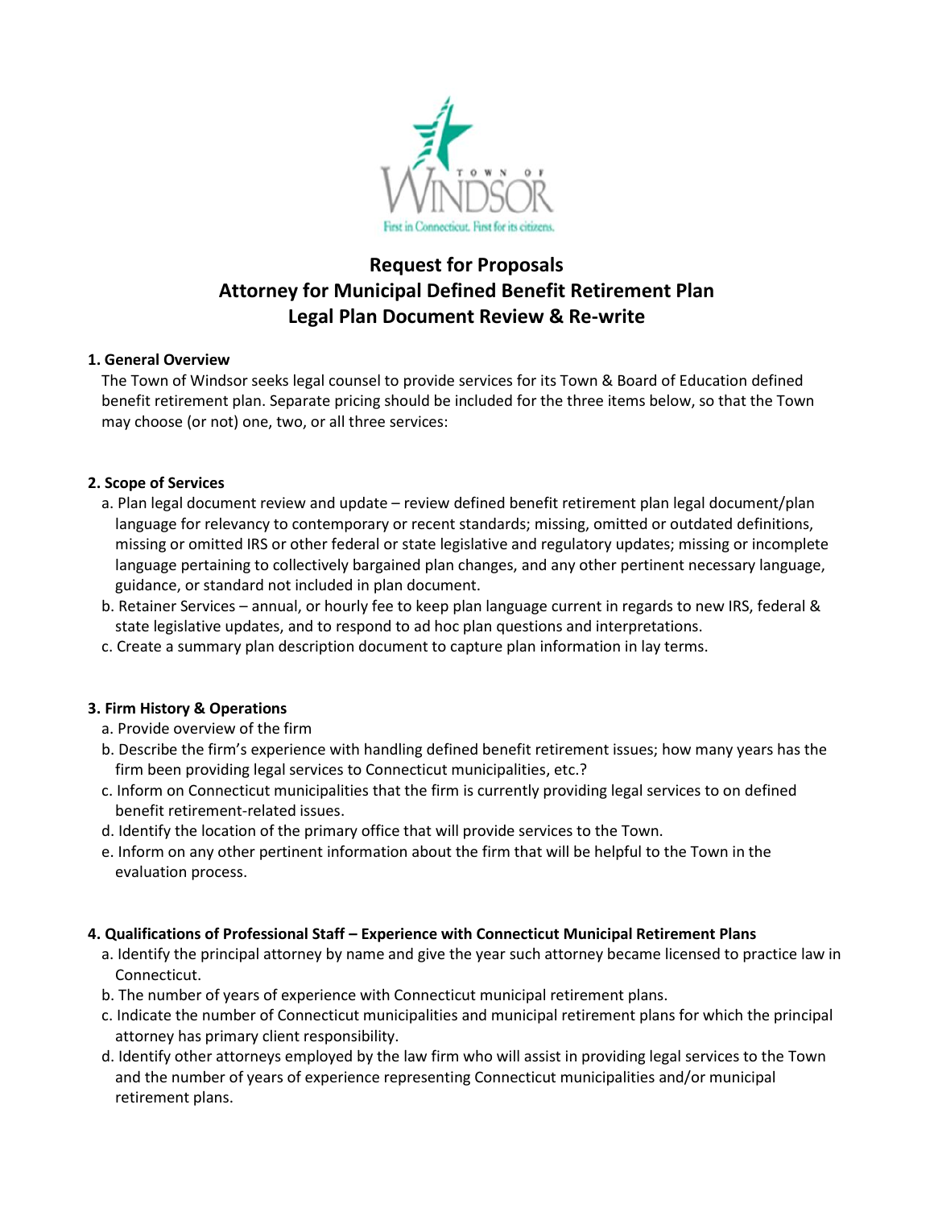# Request for Proposals
# Attorney for Municipal Defined Benefit Retirement Plan
# Legal Plan Document Review & Re-write

## 1. General Overview

The Town of Windsor seeks legal counsel to provide services for its Town & Board of Education defined benefit retirement plan. Separate pricing should be included for the three items below, so that the Town may choose (or not) one, two, or all three services:

## 2. Scope of Services

a. Plan legal document review and update – review defined benefit retirement plan legal document/plan language for relevancy to contemporary or recent standards; missing, omitted or outdated definitions, missing or omitted IRS or other federal or state legislative and regulatory updates; missing or incomplete language pertaining to collectively bargained plan changes, and any other pertinent necessary language, guidance, or standard not included in plan document.

b. Retainer Services – annual, or hourly fee to keep plan language current in regards to new IRS, federal & state legislative updates, and to respond to ad hoc plan questions and interpretations.

c. Create a summary plan description document to capture plan information in lay terms.

## 3. Firm History & Operations

a. Provide overview of the firm

b. Describe the firm's experience with handling defined benefit retirement issues; how many years has the firm been providing legal services to Connecticut municipalities, etc.?

c. Inform on Connecticut municipalities that the firm is currently providing legal services to on defined benefit retirement-related issues.

d. Identify the location of the primary office that will provide services to the Town.

e. Inform on any other pertinent information about the firm that will be helpful to the Town in the evaluation process.

## 4. Qualifications of Professional Staff – Experience with Connecticut Municipal Retirement Plans

a. Identify the principal attorney by name and give the year such attorney became licensed to practice law in Connecticut.

b. The number of years of experience with Connecticut municipal retirement plans.

c. Indicate the number of Connecticut municipalities and municipal retirement plans for which the principal attorney has primary client responsibility.

d. Identify other attorneys employed by the law firm who will assist in providing legal services to the Town and the number of years of experience representing Connecticut municipalities and/or municipal retirement plans.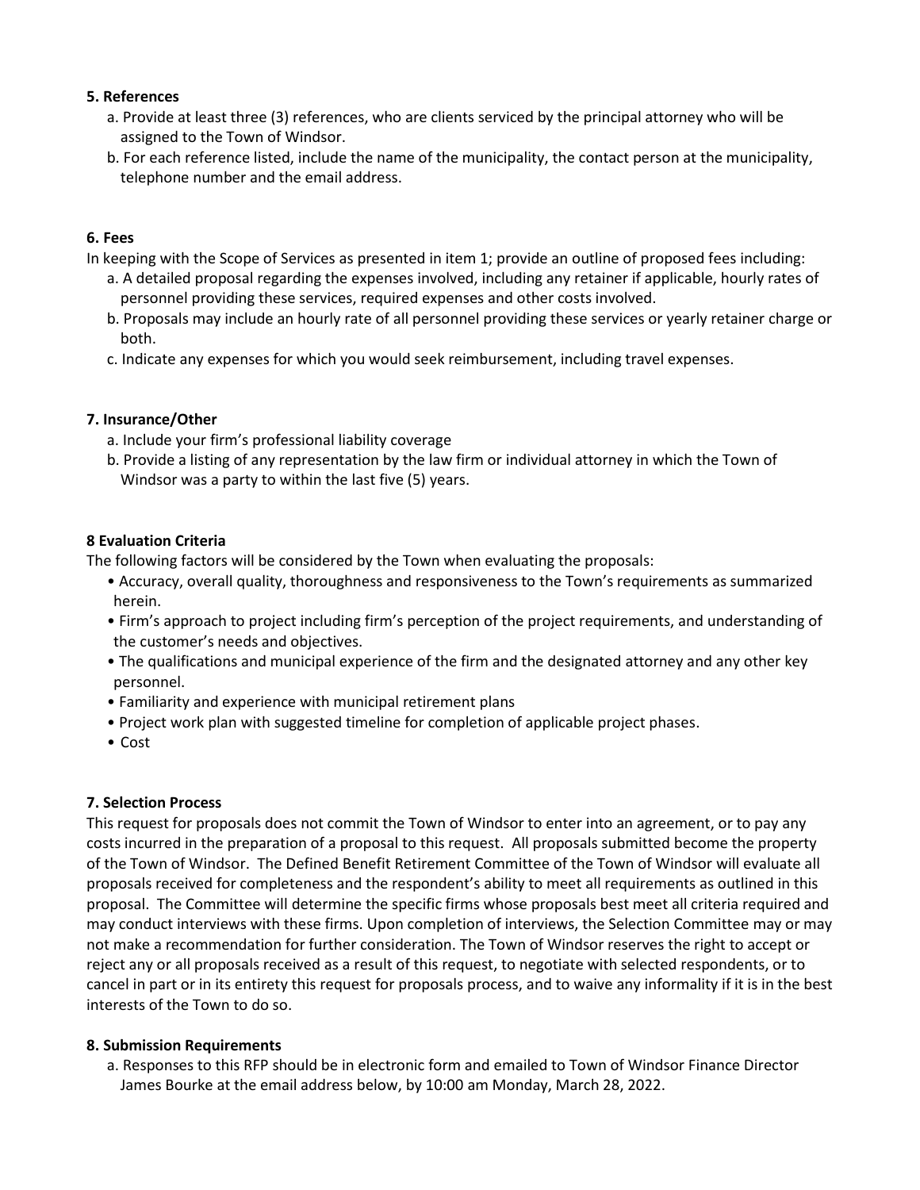**5. References**

a. Provide at least three (3) references, who are clients serviced by the principal attorney who will be assigned to the Town of Windsor.

b. For each reference listed, include the name of the municipality, the contact person at the municipality, telephone number and the email address.

**6. Fees**

In keeping with the Scope of Services as presented in item 1; provide an outline of proposed fees including:

a. A detailed proposal regarding the expenses involved, including any retainer if applicable, hourly rates of personnel providing these services, required expenses and other costs involved.

b. Proposals may include an hourly rate of all personnel providing these services or yearly retainer charge or both.

c. Indicate any expenses for which you would seek reimbursement, including travel expenses.

**7. Insurance/Other**

a. Include your firm's professional liability coverage

b. Provide a listing of any representation by the law firm or individual attorney in which the Town of Windsor was a party to within the last five (5) years.

**8 Evaluation Criteria**

The following factors will be considered by the Town when evaluating the proposals:

- Accuracy, overall quality, thoroughness and responsiveness to the Town's requirements as summarized herein.
- Firm's approach to project including firm's perception of the project requirements, and understanding of the customer's needs and objectives.
- The qualifications and municipal experience of the firm and the designated attorney and any other key personnel.
- Familiarity and experience with municipal retirement plans
- Project work plan with suggested timeline for completion of applicable project phases.
- Cost

**7. Selection Process**

This request for proposals does not commit the Town of Windsor to enter into an agreement, or to pay any costs incurred in the preparation of a proposal to this request. All proposals submitted become the property of the Town of Windsor. The Defined Benefit Retirement Committee of the Town of Windsor will evaluate all proposals received for completeness and the respondent's ability to meet all requirements as outlined in this proposal. The Committee will determine the specific firms whose proposals best meet all criteria required and may conduct interviews with these firms. Upon completion of interviews, the Selection Committee may or may not make a recommendation for further consideration. The Town of Windsor reserves the right to accept or reject any or all proposals received as a result of this request, to negotiate with selected respondents, or to cancel in part or in its entirety this request for proposals process, and to waive any informality if it is in the best interests of the Town to do so.

**8. Submission Requirements**

a. Responses to this RFP should be in electronic form and emailed to Town of Windsor Finance Director James Bourke at the email address below, by 10:00 am Monday, March 28, 2022.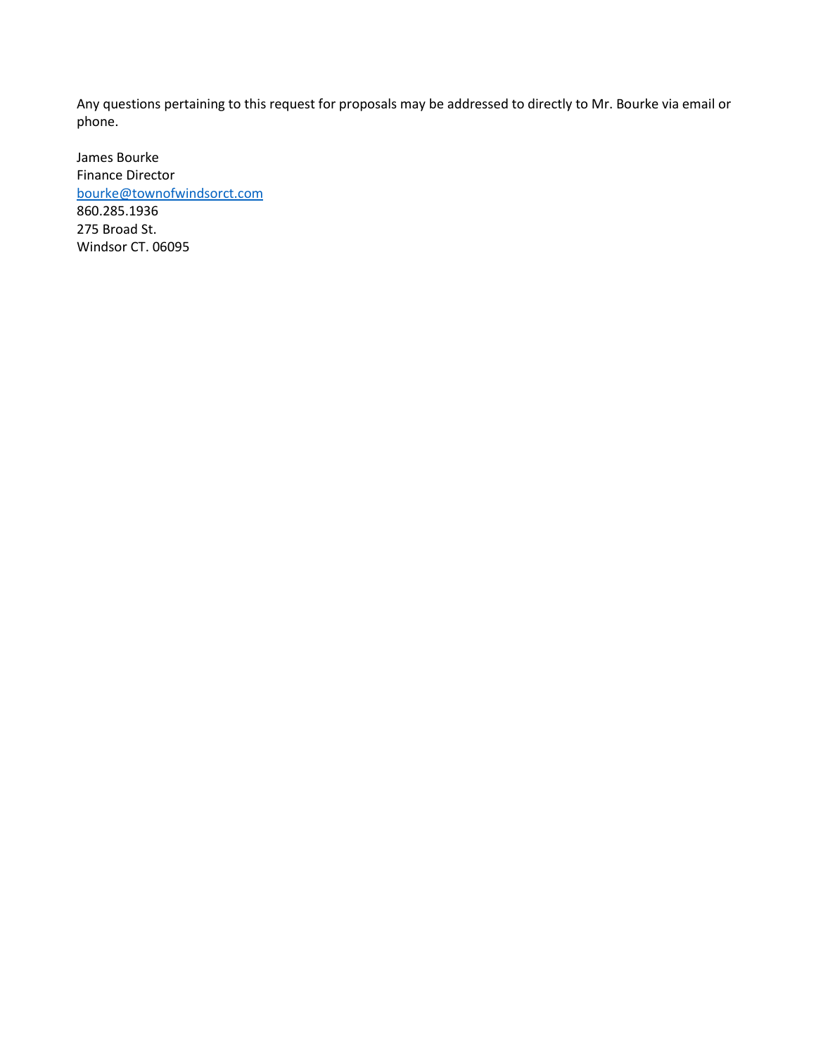Any questions pertaining to this request for proposals may be addressed to directly to Mr. Bourke via email or phone.

James Bourke  
Finance Director  
bourke@townofwindsorct.com  
860.285.1936  
275 Broad St.  
Windsor CT. 06095